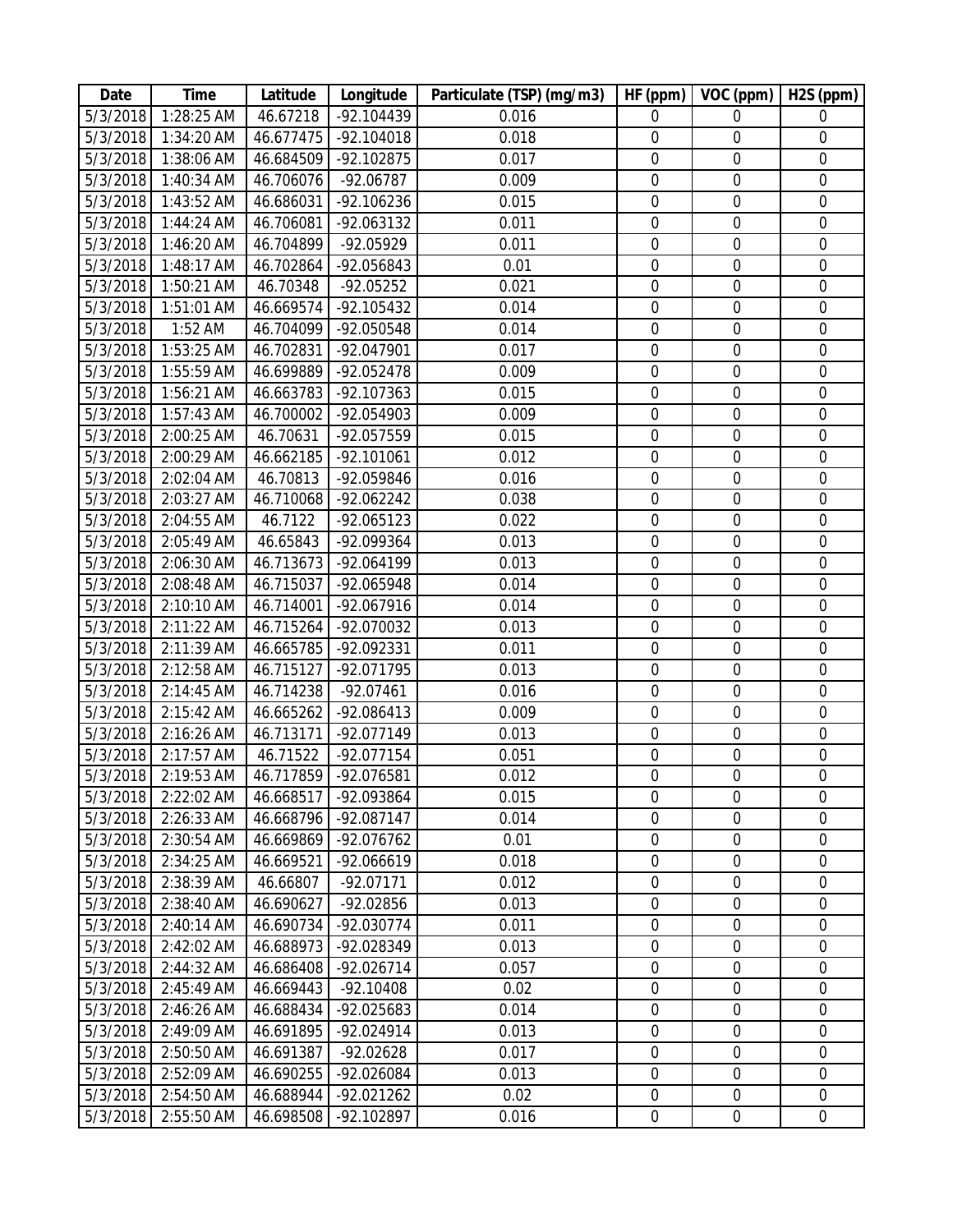| Date | Time | Latitude | Longitude | Particulate (TSP) (mg/m3) | HF (ppm) | VOC (ppm) | H2S (ppm) |
|---|---|---|---|---|---|---|---|
| 5/3/2018 | 1:28:25 AM | 46.67218 | -92.104439 | 0.016 | 0 | 0 | 0 |
| 5/3/2018 | 1:34:20 AM | 46.677475 | -92.104018 | 0.018 | 0 | 0 | 0 |
| 5/3/2018 | 1:38:06 AM | 46.684509 | -92.102875 | 0.017 | 0 | 0 | 0 |
| 5/3/2018 | 1:40:34 AM | 46.706076 | -92.06787 | 0.009 | 0 | 0 | 0 |
| 5/3/2018 | 1:43:52 AM | 46.686031 | -92.106236 | 0.015 | 0 | 0 | 0 |
| 5/3/2018 | 1:44:24 AM | 46.706081 | -92.063132 | 0.011 | 0 | 0 | 0 |
| 5/3/2018 | 1:46:20 AM | 46.704899 | -92.05929 | 0.011 | 0 | 0 | 0 |
| 5/3/2018 | 1:48:17 AM | 46.702864 | -92.056843 | 0.01 | 0 | 0 | 0 |
| 5/3/2018 | 1:50:21 AM | 46.70348 | -92.05252 | 0.021 | 0 | 0 | 0 |
| 5/3/2018 | 1:51:01 AM | 46.669574 | -92.105432 | 0.014 | 0 | 0 | 0 |
| 5/3/2018 | 1:52 AM | 46.704099 | -92.050548 | 0.014 | 0 | 0 | 0 |
| 5/3/2018 | 1:53:25 AM | 46.702831 | -92.047901 | 0.017 | 0 | 0 | 0 |
| 5/3/2018 | 1:55:59 AM | 46.699889 | -92.052478 | 0.009 | 0 | 0 | 0 |
| 5/3/2018 | 1:56:21 AM | 46.663783 | -92.107363 | 0.015 | 0 | 0 | 0 |
| 5/3/2018 | 1:57:43 AM | 46.700002 | -92.054903 | 0.009 | 0 | 0 | 0 |
| 5/3/2018 | 2:00:25 AM | 46.70631 | -92.057559 | 0.015 | 0 | 0 | 0 |
| 5/3/2018 | 2:00:29 AM | 46.662185 | -92.101061 | 0.012 | 0 | 0 | 0 |
| 5/3/2018 | 2:02:04 AM | 46.70813 | -92.059846 | 0.016 | 0 | 0 | 0 |
| 5/3/2018 | 2:03:27 AM | 46.710068 | -92.062242 | 0.038 | 0 | 0 | 0 |
| 5/3/2018 | 2:04:55 AM | 46.7122 | -92.065123 | 0.022 | 0 | 0 | 0 |
| 5/3/2018 | 2:05:49 AM | 46.65843 | -92.099364 | 0.013 | 0 | 0 | 0 |
| 5/3/2018 | 2:06:30 AM | 46.713673 | -92.064199 | 0.013 | 0 | 0 | 0 |
| 5/3/2018 | 2:08:48 AM | 46.715037 | -92.065948 | 0.014 | 0 | 0 | 0 |
| 5/3/2018 | 2:10:10 AM | 46.714001 | -92.067916 | 0.014 | 0 | 0 | 0 |
| 5/3/2018 | 2:11:22 AM | 46.715264 | -92.070032 | 0.013 | 0 | 0 | 0 |
| 5/3/2018 | 2:11:39 AM | 46.665785 | -92.092331 | 0.011 | 0 | 0 | 0 |
| 5/3/2018 | 2:12:58 AM | 46.715127 | -92.071795 | 0.013 | 0 | 0 | 0 |
| 5/3/2018 | 2:14:45 AM | 46.714238 | -92.07461 | 0.016 | 0 | 0 | 0 |
| 5/3/2018 | 2:15:42 AM | 46.665262 | -92.086413 | 0.009 | 0 | 0 | 0 |
| 5/3/2018 | 2:16:26 AM | 46.713171 | -92.077149 | 0.013 | 0 | 0 | 0 |
| 5/3/2018 | 2:17:57 AM | 46.71522 | -92.077154 | 0.051 | 0 | 0 | 0 |
| 5/3/2018 | 2:19:53 AM | 46.717859 | -92.076581 | 0.012 | 0 | 0 | 0 |
| 5/3/2018 | 2:22:02 AM | 46.668517 | -92.093864 | 0.015 | 0 | 0 | 0 |
| 5/3/2018 | 2:26:33 AM | 46.668796 | -92.087147 | 0.014 | 0 | 0 | 0 |
| 5/3/2018 | 2:30:54 AM | 46.669869 | -92.076762 | 0.01 | 0 | 0 | 0 |
| 5/3/2018 | 2:34:25 AM | 46.669521 | -92.066619 | 0.018 | 0 | 0 | 0 |
| 5/3/2018 | 2:38:39 AM | 46.66807 | -92.07171 | 0.012 | 0 | 0 | 0 |
| 5/3/2018 | 2:38:40 AM | 46.690627 | -92.02856 | 0.013 | 0 | 0 | 0 |
| 5/3/2018 | 2:40:14 AM | 46.690734 | -92.030774 | 0.011 | 0 | 0 | 0 |
| 5/3/2018 | 2:42:02 AM | 46.688973 | -92.028349 | 0.013 | 0 | 0 | 0 |
| 5/3/2018 | 2:44:32 AM | 46.686408 | -92.026714 | 0.057 | 0 | 0 | 0 |
| 5/3/2018 | 2:45:49 AM | 46.669443 | -92.10408 | 0.02 | 0 | 0 | 0 |
| 5/3/2018 | 2:46:26 AM | 46.688434 | -92.025683 | 0.014 | 0 | 0 | 0 |
| 5/3/2018 | 2:49:09 AM | 46.691895 | -92.024914 | 0.013 | 0 | 0 | 0 |
| 5/3/2018 | 2:50:50 AM | 46.691387 | -92.02628 | 0.017 | 0 | 0 | 0 |
| 5/3/2018 | 2:52:09 AM | 46.690255 | -92.026084 | 0.013 | 0 | 0 | 0 |
| 5/3/2018 | 2:54:50 AM | 46.688944 | -92.021262 | 0.02 | 0 | 0 | 0 |
| 5/3/2018 | 2:55:50 AM | 46.698508 | -92.102897 | 0.016 | 0 | 0 | 0 |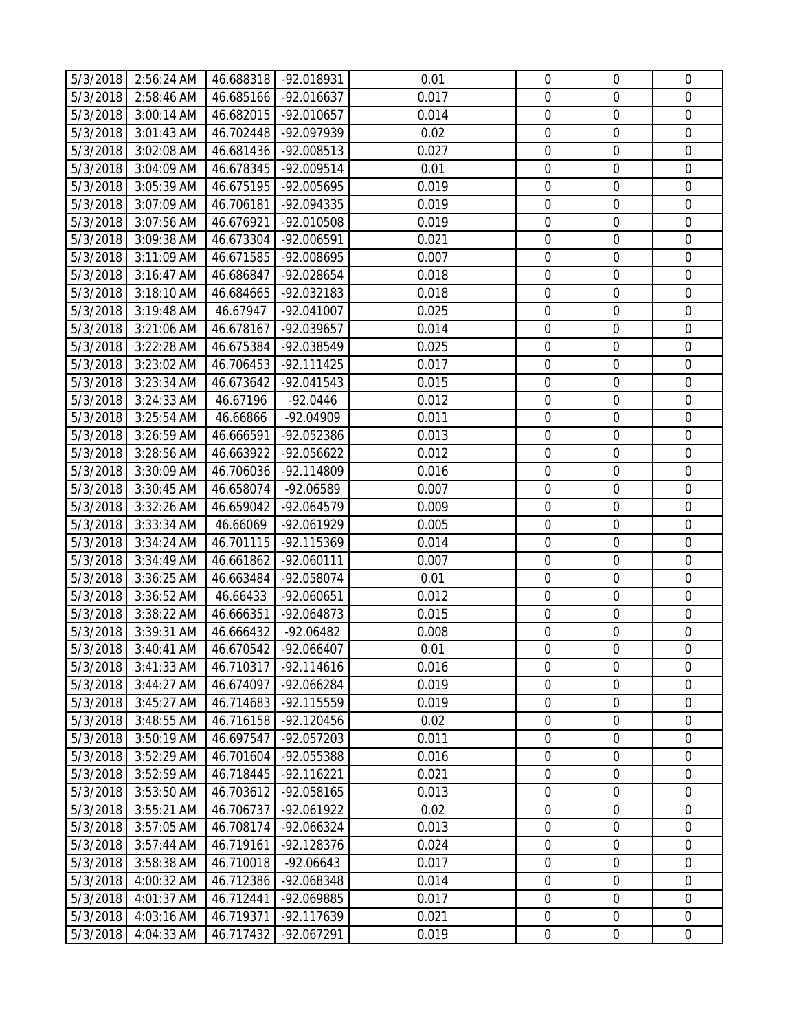| | | | | | | | |
|---|---|---|---|---|---|---|---|
| 5/3/2018 | 2:56:24 AM | 46.688318 | -92.018931 | 0.01 | 0 | 0 | 0 |
| 5/3/2018 | 2:58:46 AM | 46.685166 | -92.016637 | 0.017 | 0 | 0 | 0 |
| 5/3/2018 | 3:00:14 AM | 46.682015 | -92.010657 | 0.014 | 0 | 0 | 0 |
| 5/3/2018 | 3:01:43 AM | 46.702448 | -92.097939 | 0.02 | 0 | 0 | 0 |
| 5/3/2018 | 3:02:08 AM | 46.681436 | -92.008513 | 0.027 | 0 | 0 | 0 |
| 5/3/2018 | 3:04:09 AM | 46.678345 | -92.009514 | 0.01 | 0 | 0 | 0 |
| 5/3/2018 | 3:05:39 AM | 46.675195 | -92.005695 | 0.019 | 0 | 0 | 0 |
| 5/3/2018 | 3:07:09 AM | 46.706181 | -92.094335 | 0.019 | 0 | 0 | 0 |
| 5/3/2018 | 3:07:56 AM | 46.676921 | -92.010508 | 0.019 | 0 | 0 | 0 |
| 5/3/2018 | 3:09:38 AM | 46.673304 | -92.006591 | 0.021 | 0 | 0 | 0 |
| 5/3/2018 | 3:11:09 AM | 46.671585 | -92.008695 | 0.007 | 0 | 0 | 0 |
| 5/3/2018 | 3:16:47 AM | 46.686847 | -92.028654 | 0.018 | 0 | 0 | 0 |
| 5/3/2018 | 3:18:10 AM | 46.684665 | -92.032183 | 0.018 | 0 | 0 | 0 |
| 5/3/2018 | 3:19:48 AM | 46.67947 | -92.041007 | 0.025 | 0 | 0 | 0 |
| 5/3/2018 | 3:21:06 AM | 46.678167 | -92.039657 | 0.014 | 0 | 0 | 0 |
| 5/3/2018 | 3:22:28 AM | 46.675384 | -92.038549 | 0.025 | 0 | 0 | 0 |
| 5/3/2018 | 3:23:02 AM | 46.706453 | -92.111425 | 0.017 | 0 | 0 | 0 |
| 5/3/2018 | 3:23:34 AM | 46.673642 | -92.041543 | 0.015 | 0 | 0 | 0 |
| 5/3/2018 | 3:24:33 AM | 46.67196 | -92.0446 | 0.012 | 0 | 0 | 0 |
| 5/3/2018 | 3:25:54 AM | 46.66866 | -92.04909 | 0.011 | 0 | 0 | 0 |
| 5/3/2018 | 3:26:59 AM | 46.666591 | -92.052386 | 0.013 | 0 | 0 | 0 |
| 5/3/2018 | 3:28:56 AM | 46.663922 | -92.056622 | 0.012 | 0 | 0 | 0 |
| 5/3/2018 | 3:30:09 AM | 46.706036 | -92.114809 | 0.016 | 0 | 0 | 0 |
| 5/3/2018 | 3:30:45 AM | 46.658074 | -92.06589 | 0.007 | 0 | 0 | 0 |
| 5/3/2018 | 3:32:26 AM | 46.659042 | -92.064579 | 0.009 | 0 | 0 | 0 |
| 5/3/2018 | 3:33:34 AM | 46.66069 | -92.061929 | 0.005 | 0 | 0 | 0 |
| 5/3/2018 | 3:34:24 AM | 46.701115 | -92.115369 | 0.014 | 0 | 0 | 0 |
| 5/3/2018 | 3:34:49 AM | 46.661862 | -92.060111 | 0.007 | 0 | 0 | 0 |
| 5/3/2018 | 3:36:25 AM | 46.663484 | -92.058074 | 0.01 | 0 | 0 | 0 |
| 5/3/2018 | 3:36:52 AM | 46.66433 | -92.060651 | 0.012 | 0 | 0 | 0 |
| 5/3/2018 | 3:38:22 AM | 46.666351 | -92.064873 | 0.015 | 0 | 0 | 0 |
| 5/3/2018 | 3:39:31 AM | 46.666432 | -92.06482 | 0.008 | 0 | 0 | 0 |
| 5/3/2018 | 3:40:41 AM | 46.670542 | -92.066407 | 0.01 | 0 | 0 | 0 |
| 5/3/2018 | 3:41:33 AM | 46.710317 | -92.114616 | 0.016 | 0 | 0 | 0 |
| 5/3/2018 | 3:44:27 AM | 46.674097 | -92.066284 | 0.019 | 0 | 0 | 0 |
| 5/3/2018 | 3:45:27 AM | 46.714683 | -92.115559 | 0.019 | 0 | 0 | 0 |
| 5/3/2018 | 3:48:55 AM | 46.716158 | -92.120456 | 0.02 | 0 | 0 | 0 |
| 5/3/2018 | 3:50:19 AM | 46.697547 | -92.057203 | 0.011 | 0 | 0 | 0 |
| 5/3/2018 | 3:52:29 AM | 46.701604 | -92.055388 | 0.016 | 0 | 0 | 0 |
| 5/3/2018 | 3:52:59 AM | 46.718445 | -92.116221 | 0.021 | 0 | 0 | 0 |
| 5/3/2018 | 3:53:50 AM | 46.703612 | -92.058165 | 0.013 | 0 | 0 | 0 |
| 5/3/2018 | 3:55:21 AM | 46.706737 | -92.061922 | 0.02 | 0 | 0 | 0 |
| 5/3/2018 | 3:57:05 AM | 46.708174 | -92.066324 | 0.013 | 0 | 0 | 0 |
| 5/3/2018 | 3:57:44 AM | 46.719161 | -92.128376 | 0.024 | 0 | 0 | 0 |
| 5/3/2018 | 3:58:38 AM | 46.710018 | -92.06643 | 0.017 | 0 | 0 | 0 |
| 5/3/2018 | 4:00:32 AM | 46.712386 | -92.068348 | 0.014 | 0 | 0 | 0 |
| 5/3/2018 | 4:01:37 AM | 46.712441 | -92.069885 | 0.017 | 0 | 0 | 0 |
| 5/3/2018 | 4:03:16 AM | 46.719371 | -92.117639 | 0.021 | 0 | 0 | 0 |
| 5/3/2018 | 4:04:33 AM | 46.717432 | -92.067291 | 0.019 | 0 | 0 | 0 |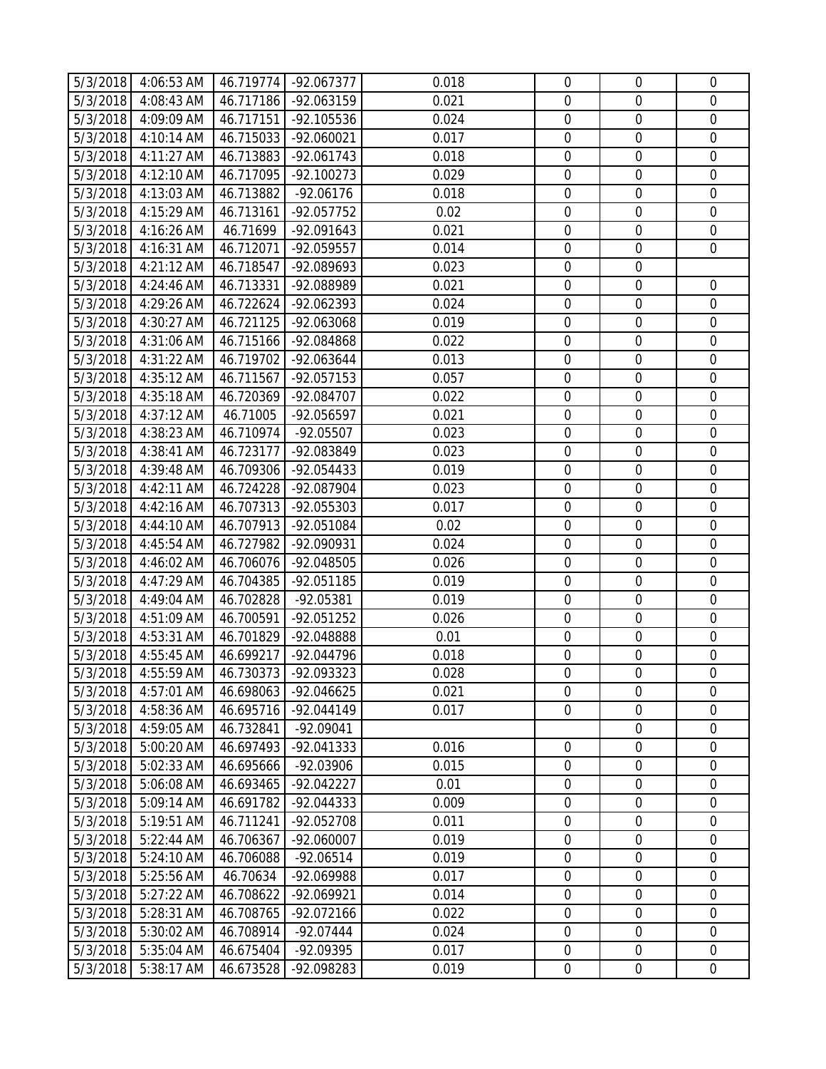| | | | | | | | |
|---|---|---|---|---|---|---|---|
| 5/3/2018 | 4:06:53 AM | 46.719774 | -92.067377 | 0.018 | 0 | 0 | 0 |
| 5/3/2018 | 4:08:43 AM | 46.717186 | -92.063159 | 0.021 | 0 | 0 | 0 |
| 5/3/2018 | 4:09:09 AM | 46.717151 | -92.105536 | 0.024 | 0 | 0 | 0 |
| 5/3/2018 | 4:10:14 AM | 46.715033 | -92.060021 | 0.017 | 0 | 0 | 0 |
| 5/3/2018 | 4:11:27 AM | 46.713883 | -92.061743 | 0.018 | 0 | 0 | 0 |
| 5/3/2018 | 4:12:10 AM | 46.717095 | -92.100273 | 0.029 | 0 | 0 | 0 |
| 5/3/2018 | 4:13:03 AM | 46.713882 | -92.06176 | 0.018 | 0 | 0 | 0 |
| 5/3/2018 | 4:15:29 AM | 46.713161 | -92.057752 | 0.02 | 0 | 0 | 0 |
| 5/3/2018 | 4:16:26 AM | 46.71699 | -92.091643 | 0.021 | 0 | 0 | 0 |
| 5/3/2018 | 4:16:31 AM | 46.712071 | -92.059557 | 0.014 | 0 | 0 | 0 |
| 5/3/2018 | 4:21:12 AM | 46.718547 | -92.089693 | 0.023 | 0 | 0 | |
| 5/3/2018 | 4:24:46 AM | 46.713331 | -92.088989 | 0.021 | 0 | 0 | 0 |
| 5/3/2018 | 4:29:26 AM | 46.722624 | -92.062393 | 0.024 | 0 | 0 | 0 |
| 5/3/2018 | 4:30:27 AM | 46.721125 | -92.063068 | 0.019 | 0 | 0 | 0 |
| 5/3/2018 | 4:31:06 AM | 46.715166 | -92.084868 | 0.022 | 0 | 0 | 0 |
| 5/3/2018 | 4:31:22 AM | 46.719702 | -92.063644 | 0.013 | 0 | 0 | 0 |
| 5/3/2018 | 4:35:12 AM | 46.711567 | -92.057153 | 0.057 | 0 | 0 | 0 |
| 5/3/2018 | 4:35:18 AM | 46.720369 | -92.084707 | 0.022 | 0 | 0 | 0 |
| 5/3/2018 | 4:37:12 AM | 46.71005 | -92.056597 | 0.021 | 0 | 0 | 0 |
| 5/3/2018 | 4:38:23 AM | 46.710974 | -92.05507 | 0.023 | 0 | 0 | 0 |
| 5/3/2018 | 4:38:41 AM | 46.723177 | -92.083849 | 0.023 | 0 | 0 | 0 |
| 5/3/2018 | 4:39:48 AM | 46.709306 | -92.054433 | 0.019 | 0 | 0 | 0 |
| 5/3/2018 | 4:42:11 AM | 46.724228 | -92.087904 | 0.023 | 0 | 0 | 0 |
| 5/3/2018 | 4:42:16 AM | 46.707313 | -92.055303 | 0.017 | 0 | 0 | 0 |
| 5/3/2018 | 4:44:10 AM | 46.707913 | -92.051084 | 0.02 | 0 | 0 | 0 |
| 5/3/2018 | 4:45:54 AM | 46.727982 | -92.090931 | 0.024 | 0 | 0 | 0 |
| 5/3/2018 | 4:46:02 AM | 46.706076 | -92.048505 | 0.026 | 0 | 0 | 0 |
| 5/3/2018 | 4:47:29 AM | 46.704385 | -92.051185 | 0.019 | 0 | 0 | 0 |
| 5/3/2018 | 4:49:04 AM | 46.702828 | -92.05381 | 0.019 | 0 | 0 | 0 |
| 5/3/2018 | 4:51:09 AM | 46.700591 | -92.051252 | 0.026 | 0 | 0 | 0 |
| 5/3/2018 | 4:53:31 AM | 46.701829 | -92.048888 | 0.01 | 0 | 0 | 0 |
| 5/3/2018 | 4:55:45 AM | 46.699217 | -92.044796 | 0.018 | 0 | 0 | 0 |
| 5/3/2018 | 4:55:59 AM | 46.730373 | -92.093323 | 0.028 | 0 | 0 | 0 |
| 5/3/2018 | 4:57:01 AM | 46.698063 | -92.046625 | 0.021 | 0 | 0 | 0 |
| 5/3/2018 | 4:58:36 AM | 46.695716 | -92.044149 | 0.017 | 0 | 0 | 0 |
| 5/3/2018 | 4:59:05 AM | 46.732841 | -92.09041 | | | 0 | 0 |
| 5/3/2018 | 5:00:20 AM | 46.697493 | -92.041333 | 0.016 | 0 | 0 | 0 |
| 5/3/2018 | 5:02:33 AM | 46.695666 | -92.03906 | 0.015 | 0 | 0 | 0 |
| 5/3/2018 | 5:06:08 AM | 46.693465 | -92.042227 | 0.01 | 0 | 0 | 0 |
| 5/3/2018 | 5:09:14 AM | 46.691782 | -92.044333 | 0.009 | 0 | 0 | 0 |
| 5/3/2018 | 5:19:51 AM | 46.711241 | -92.052708 | 0.011 | 0 | 0 | 0 |
| 5/3/2018 | 5:22:44 AM | 46.706367 | -92.060007 | 0.019 | 0 | 0 | 0 |
| 5/3/2018 | 5:24:10 AM | 46.706088 | -92.06514 | 0.019 | 0 | 0 | 0 |
| 5/3/2018 | 5:25:56 AM | 46.70634 | -92.069988 | 0.017 | 0 | 0 | 0 |
| 5/3/2018 | 5:27:22 AM | 46.708622 | -92.069921 | 0.014 | 0 | 0 | 0 |
| 5/3/2018 | 5:28:31 AM | 46.708765 | -92.072166 | 0.022 | 0 | 0 | 0 |
| 5/3/2018 | 5:30:02 AM | 46.708914 | -92.07444 | 0.024 | 0 | 0 | 0 |
| 5/3/2018 | 5:35:04 AM | 46.675404 | -92.09395 | 0.017 | 0 | 0 | 0 |
| 5/3/2018 | 5:38:17 AM | 46.673528 | -92.098283 | 0.019 | 0 | 0 | 0 |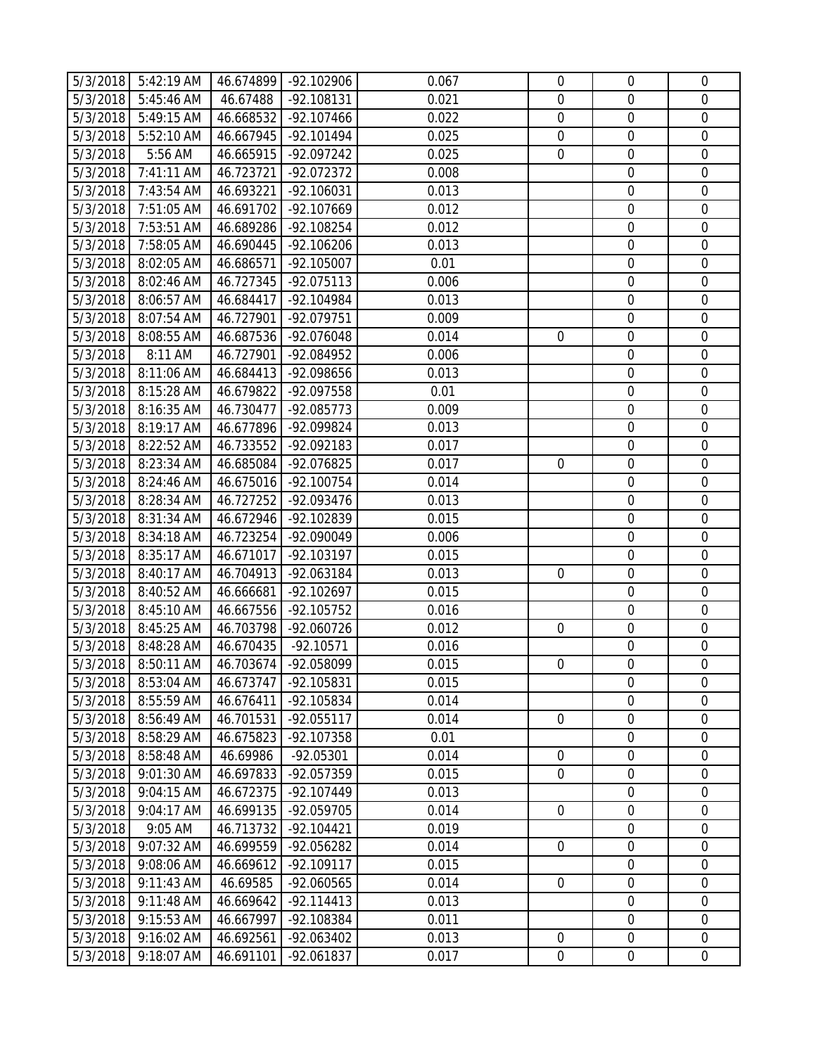| | | | | | | | |
|---|---|---|---|---|---|---|---|
| 5/3/2018 | 5:42:19 AM | 46.674899 | -92.102906 | 0.067 | 0 | 0 | 0 |
| 5/3/2018 | 5:45:46 AM | 46.67488 | -92.108131 | 0.021 | 0 | 0 | 0 |
| 5/3/2018 | 5:49:15 AM | 46.668532 | -92.107466 | 0.022 | 0 | 0 | 0 |
| 5/3/2018 | 5:52:10 AM | 46.667945 | -92.101494 | 0.025 | 0 | 0 | 0 |
| 5/3/2018 | 5:56 AM | 46.665915 | -92.097242 | 0.025 | 0 | 0 | 0 |
| 5/3/2018 | 7:41:11 AM | 46.723721 | -92.072372 | 0.008 | | 0 | 0 |
| 5/3/2018 | 7:43:54 AM | 46.693221 | -92.106031 | 0.013 | | 0 | 0 |
| 5/3/2018 | 7:51:05 AM | 46.691702 | -92.107669 | 0.012 | | 0 | 0 |
| 5/3/2018 | 7:53:51 AM | 46.689286 | -92.108254 | 0.012 | | 0 | 0 |
| 5/3/2018 | 7:58:05 AM | 46.690445 | -92.106206 | 0.013 | | 0 | 0 |
| 5/3/2018 | 8:02:05 AM | 46.686571 | -92.105007 | 0.01 | | 0 | 0 |
| 5/3/2018 | 8:02:46 AM | 46.727345 | -92.075113 | 0.006 | | 0 | 0 |
| 5/3/2018 | 8:06:57 AM | 46.684417 | -92.104984 | 0.013 | | 0 | 0 |
| 5/3/2018 | 8:07:54 AM | 46.727901 | -92.079751 | 0.009 | | 0 | 0 |
| 5/3/2018 | 8:08:55 AM | 46.687536 | -92.076048 | 0.014 | 0 | 0 | 0 |
| 5/3/2018 | 8:11 AM | 46.727901 | -92.084952 | 0.006 | | 0 | 0 |
| 5/3/2018 | 8:11:06 AM | 46.684413 | -92.098656 | 0.013 | | 0 | 0 |
| 5/3/2018 | 8:15:28 AM | 46.679822 | -92.097558 | 0.01 | | 0 | 0 |
| 5/3/2018 | 8:16:35 AM | 46.730477 | -92.085773 | 0.009 | | 0 | 0 |
| 5/3/2018 | 8:19:17 AM | 46.677896 | -92.099824 | 0.013 | | 0 | 0 |
| 5/3/2018 | 8:22:52 AM | 46.733552 | -92.092183 | 0.017 | | 0 | 0 |
| 5/3/2018 | 8:23:34 AM | 46.685084 | -92.076825 | 0.017 | 0 | 0 | 0 |
| 5/3/2018 | 8:24:46 AM | 46.675016 | -92.100754 | 0.014 | | 0 | 0 |
| 5/3/2018 | 8:28:34 AM | 46.727252 | -92.093476 | 0.013 | | 0 | 0 |
| 5/3/2018 | 8:31:34 AM | 46.672946 | -92.102839 | 0.015 | | 0 | 0 |
| 5/3/2018 | 8:34:18 AM | 46.723254 | -92.090049 | 0.006 | | 0 | 0 |
| 5/3/2018 | 8:35:17 AM | 46.671017 | -92.103197 | 0.015 | | 0 | 0 |
| 5/3/2018 | 8:40:17 AM | 46.704913 | -92.063184 | 0.013 | 0 | 0 | 0 |
| 5/3/2018 | 8:40:52 AM | 46.666681 | -92.102697 | 0.015 | | 0 | 0 |
| 5/3/2018 | 8:45:10 AM | 46.667556 | -92.105752 | 0.016 | | 0 | 0 |
| 5/3/2018 | 8:45:25 AM | 46.703798 | -92.060726 | 0.012 | 0 | 0 | 0 |
| 5/3/2018 | 8:48:28 AM | 46.670435 | -92.10571 | 0.016 | | 0 | 0 |
| 5/3/2018 | 8:50:11 AM | 46.703674 | -92.058099 | 0.015 | 0 | 0 | 0 |
| 5/3/2018 | 8:53:04 AM | 46.673747 | -92.105831 | 0.015 | | 0 | 0 |
| 5/3/2018 | 8:55:59 AM | 46.676411 | -92.105834 | 0.014 | | 0 | 0 |
| 5/3/2018 | 8:56:49 AM | 46.701531 | -92.055117 | 0.014 | 0 | 0 | 0 |
| 5/3/2018 | 8:58:29 AM | 46.675823 | -92.107358 | 0.01 | | 0 | 0 |
| 5/3/2018 | 8:58:48 AM | 46.69986 | -92.05301 | 0.014 | 0 | 0 | 0 |
| 5/3/2018 | 9:01:30 AM | 46.697833 | -92.057359 | 0.015 | 0 | 0 | 0 |
| 5/3/2018 | 9:04:15 AM | 46.672375 | -92.107449 | 0.013 | | 0 | 0 |
| 5/3/2018 | 9:04:17 AM | 46.699135 | -92.059705 | 0.014 | 0 | 0 | 0 |
| 5/3/2018 | 9:05 AM | 46.713732 | -92.104421 | 0.019 | | 0 | 0 |
| 5/3/2018 | 9:07:32 AM | 46.699559 | -92.056282 | 0.014 | 0 | 0 | 0 |
| 5/3/2018 | 9:08:06 AM | 46.669612 | -92.109117 | 0.015 | | 0 | 0 |
| 5/3/2018 | 9:11:43 AM | 46.69585 | -92.060565 | 0.014 | 0 | 0 | 0 |
| 5/3/2018 | 9:11:48 AM | 46.669642 | -92.114413 | 0.013 | | 0 | 0 |
| 5/3/2018 | 9:15:53 AM | 46.667997 | -92.108384 | 0.011 | | 0 | 0 |
| 5/3/2018 | 9:16:02 AM | 46.692561 | -92.063402 | 0.013 | 0 | 0 | 0 |
| 5/3/2018 | 9:18:07 AM | 46.691101 | -92.061837 | 0.017 | 0 | 0 | 0 |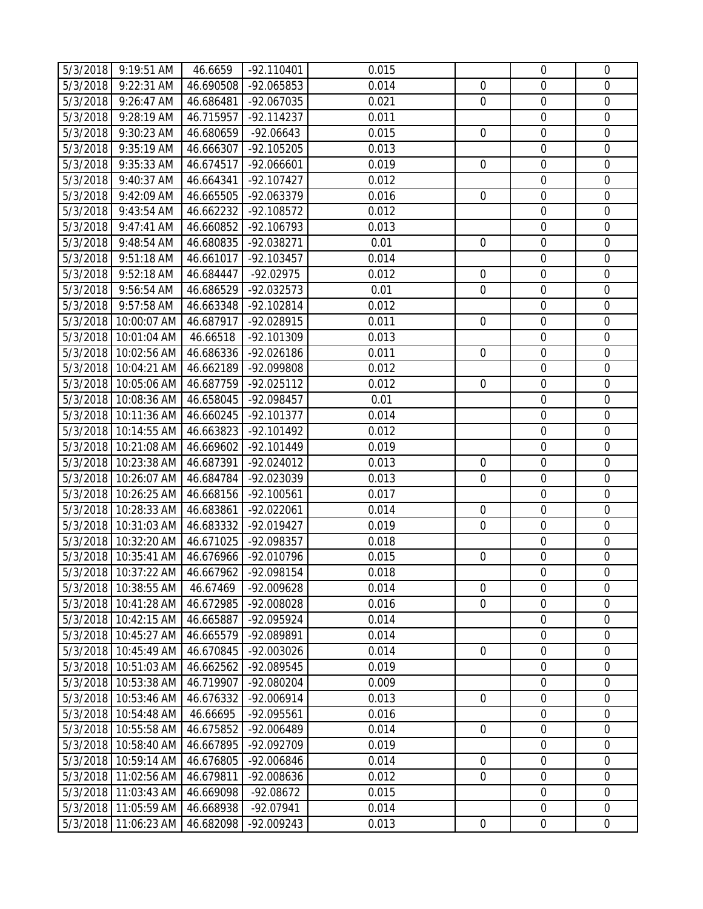| | | | | | | | |
|---|---|---|---|---|---|---|---|
| 5/3/2018 | 9:19:51 AM | 46.6659 | -92.110401 | 0.015 | | 0 | 0 |
| 5/3/2018 | 9:22:31 AM | 46.690508 | -92.065853 | 0.014 | 0 | 0 | 0 |
| 5/3/2018 | 9:26:47 AM | 46.686481 | -92.067035 | 0.021 | 0 | 0 | 0 |
| 5/3/2018 | 9:28:19 AM | 46.715957 | -92.114237 | 0.011 | | 0 | 0 |
| 5/3/2018 | 9:30:23 AM | 46.680659 | -92.06643 | 0.015 | 0 | 0 | 0 |
| 5/3/2018 | 9:35:19 AM | 46.666307 | -92.105205 | 0.013 | | 0 | 0 |
| 5/3/2018 | 9:35:33 AM | 46.674517 | -92.066601 | 0.019 | 0 | 0 | 0 |
| 5/3/2018 | 9:40:37 AM | 46.664341 | -92.107427 | 0.012 | | 0 | 0 |
| 5/3/2018 | 9:42:09 AM | 46.665505 | -92.063379 | 0.016 | 0 | 0 | 0 |
| 5/3/2018 | 9:43:54 AM | 46.662232 | -92.108572 | 0.012 | | 0 | 0 |
| 5/3/2018 | 9:47:41 AM | 46.660852 | -92.106793 | 0.013 | | 0 | 0 |
| 5/3/2018 | 9:48:54 AM | 46.680835 | -92.038271 | 0.01 | 0 | 0 | 0 |
| 5/3/2018 | 9:51:18 AM | 46.661017 | -92.103457 | 0.014 | | 0 | 0 |
| 5/3/2018 | 9:52:18 AM | 46.684447 | -92.02975 | 0.012 | 0 | 0 | 0 |
| 5/3/2018 | 9:56:54 AM | 46.686529 | -92.032573 | 0.01 | 0 | 0 | 0 |
| 5/3/2018 | 9:57:58 AM | 46.663348 | -92.102814 | 0.012 | | 0 | 0 |
| 5/3/2018 | 10:00:07 AM | 46.687917 | -92.028915 | 0.011 | 0 | 0 | 0 |
| 5/3/2018 | 10:01:04 AM | 46.66518 | -92.101309 | 0.013 | | 0 | 0 |
| 5/3/2018 | 10:02:56 AM | 46.686336 | -92.026186 | 0.011 | 0 | 0 | 0 |
| 5/3/2018 | 10:04:21 AM | 46.662189 | -92.099808 | 0.012 | | 0 | 0 |
| 5/3/2018 | 10:05:06 AM | 46.687759 | -92.025112 | 0.012 | 0 | 0 | 0 |
| 5/3/2018 | 10:08:36 AM | 46.658045 | -92.098457 | 0.01 | | 0 | 0 |
| 5/3/2018 | 10:11:36 AM | 46.660245 | -92.101377 | 0.014 | | 0 | 0 |
| 5/3/2018 | 10:14:55 AM | 46.663823 | -92.101492 | 0.012 | | 0 | 0 |
| 5/3/2018 | 10:21:08 AM | 46.669602 | -92.101449 | 0.019 | | 0 | 0 |
| 5/3/2018 | 10:23:38 AM | 46.687391 | -92.024012 | 0.013 | 0 | 0 | 0 |
| 5/3/2018 | 10:26:07 AM | 46.684784 | -92.023039 | 0.013 | 0 | 0 | 0 |
| 5/3/2018 | 10:26:25 AM | 46.668156 | -92.100561 | 0.017 | | 0 | 0 |
| 5/3/2018 | 10:28:33 AM | 46.683861 | -92.022061 | 0.014 | 0 | 0 | 0 |
| 5/3/2018 | 10:31:03 AM | 46.683332 | -92.019427 | 0.019 | 0 | 0 | 0 |
| 5/3/2018 | 10:32:20 AM | 46.671025 | -92.098357 | 0.018 | | 0 | 0 |
| 5/3/2018 | 10:35:41 AM | 46.676966 | -92.010796 | 0.015 | 0 | 0 | 0 |
| 5/3/2018 | 10:37:22 AM | 46.667962 | -92.098154 | 0.018 | | 0 | 0 |
| 5/3/2018 | 10:38:55 AM | 46.67469 | -92.009628 | 0.014 | 0 | 0 | 0 |
| 5/3/2018 | 10:41:28 AM | 46.672985 | -92.008028 | 0.016 | 0 | 0 | 0 |
| 5/3/2018 | 10:42:15 AM | 46.665887 | -92.095924 | 0.014 | | 0 | 0 |
| 5/3/2018 | 10:45:27 AM | 46.665579 | -92.089891 | 0.014 | | 0 | 0 |
| 5/3/2018 | 10:45:49 AM | 46.670845 | -92.003026 | 0.014 | 0 | 0 | 0 |
| 5/3/2018 | 10:51:03 AM | 46.662562 | -92.089545 | 0.019 | | 0 | 0 |
| 5/3/2018 | 10:53:38 AM | 46.719907 | -92.080204 | 0.009 | | 0 | 0 |
| 5/3/2018 | 10:53:46 AM | 46.676332 | -92.006914 | 0.013 | 0 | 0 | 0 |
| 5/3/2018 | 10:54:48 AM | 46.66695 | -92.095561 | 0.016 | | 0 | 0 |
| 5/3/2018 | 10:55:58 AM | 46.675852 | -92.006489 | 0.014 | 0 | 0 | 0 |
| 5/3/2018 | 10:58:40 AM | 46.667895 | -92.092709 | 0.019 | | 0 | 0 |
| 5/3/2018 | 10:59:14 AM | 46.676805 | -92.006846 | 0.014 | 0 | 0 | 0 |
| 5/3/2018 | 11:02:56 AM | 46.679811 | -92.008636 | 0.012 | 0 | 0 | 0 |
| 5/3/2018 | 11:03:43 AM | 46.669098 | -92.08672 | 0.015 | | 0 | 0 |
| 5/3/2018 | 11:05:59 AM | 46.668938 | -92.07941 | 0.014 | | 0 | 0 |
| 5/3/2018 | 11:06:23 AM | 46.682098 | -92.009243 | 0.013 | 0 | 0 | 0 |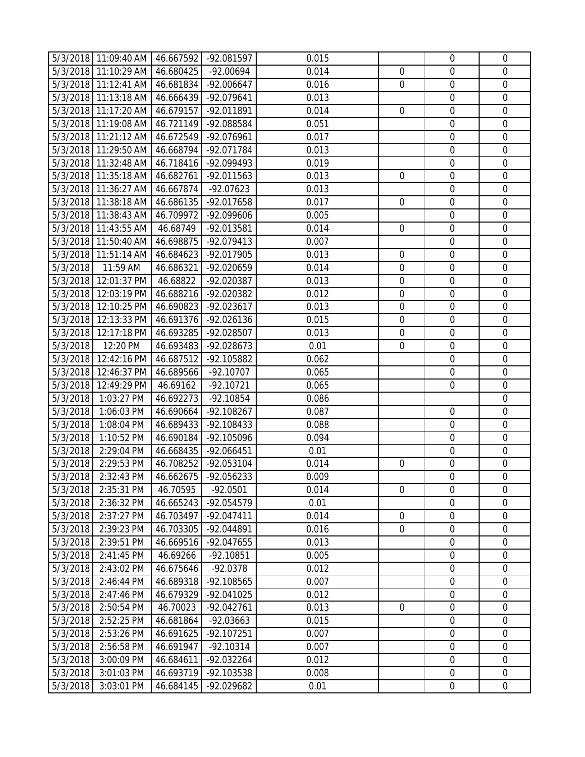|  |  |  |  |  |  |  |  |
|---|---|---|---|---|---|---|---|
| 5/3/2018 | 11:09:40 AM | 46.667592 | -92.081597 | 0.015 |  | 0 | 0 |
| 5/3/2018 | 11:10:29 AM | 46.680425 | -92.00694 | 0.014 | 0 | 0 | 0 |
| 5/3/2018 | 11:12:41 AM | 46.681834 | -92.006647 | 0.016 | 0 | 0 | 0 |
| 5/3/2018 | 11:13:18 AM | 46.666439 | -92.079641 | 0.013 |  | 0 | 0 |
| 5/3/2018 | 11:17:20 AM | 46.679157 | -92.011891 | 0.014 | 0 | 0 | 0 |
| 5/3/2018 | 11:19:08 AM | 46.721149 | -92.088584 | 0.051 |  | 0 | 0 |
| 5/3/2018 | 11:21:12 AM | 46.672549 | -92.076961 | 0.017 |  | 0 | 0 |
| 5/3/2018 | 11:29:50 AM | 46.668794 | -92.071784 | 0.013 |  | 0 | 0 |
| 5/3/2018 | 11:32:48 AM | 46.718416 | -92.099493 | 0.019 |  | 0 | 0 |
| 5/3/2018 | 11:35:18 AM | 46.682761 | -92.011563 | 0.013 | 0 | 0 | 0 |
| 5/3/2018 | 11:36:27 AM | 46.667874 | -92.07623 | 0.013 |  | 0 | 0 |
| 5/3/2018 | 11:38:18 AM | 46.686135 | -92.017658 | 0.017 | 0 | 0 | 0 |
| 5/3/2018 | 11:38:43 AM | 46.709972 | -92.099606 | 0.005 |  | 0 | 0 |
| 5/3/2018 | 11:43:55 AM | 46.68749 | -92.013581 | 0.014 | 0 | 0 | 0 |
| 5/3/2018 | 11:50:40 AM | 46.698875 | -92.079413 | 0.007 |  | 0 | 0 |
| 5/3/2018 | 11:51:14 AM | 46.684623 | -92.017905 | 0.013 | 0 | 0 | 0 |
| 5/3/2018 | 11:59 AM | 46.686321 | -92.020659 | 0.014 | 0 | 0 | 0 |
| 5/3/2018 | 12:01:37 PM | 46.68822 | -92.020387 | 0.013 | 0 | 0 | 0 |
| 5/3/2018 | 12:03:19 PM | 46.688216 | -92.020382 | 0.012 | 0 | 0 | 0 |
| 5/3/2018 | 12:10:25 PM | 46.690823 | -92.023617 | 0.013 | 0 | 0 | 0 |
| 5/3/2018 | 12:13:33 PM | 46.691376 | -92.026136 | 0.015 | 0 | 0 | 0 |
| 5/3/2018 | 12:17:18 PM | 46.693285 | -92.028507 | 0.013 | 0 | 0 | 0 |
| 5/3/2018 | 12:20 PM | 46.693483 | -92.028673 | 0.01 | 0 | 0 | 0 |
| 5/3/2018 | 12:42:16 PM | 46.687512 | -92.105882 | 0.062 |  | 0 | 0 |
| 5/3/2018 | 12:46:37 PM | 46.689566 | -92.10707 | 0.065 |  | 0 | 0 |
| 5/3/2018 | 12:49:29 PM | 46.69162 | -92.10721 | 0.065 |  | 0 | 0 |
| 5/3/2018 | 1:03:27 PM | 46.692273 | -92.10854 | 0.086 |  |  | 0 |
| 5/3/2018 | 1:06:03 PM | 46.690664 | -92.108267 | 0.087 |  | 0 | 0 |
| 5/3/2018 | 1:08:04 PM | 46.689433 | -92.108433 | 0.088 |  | 0 | 0 |
| 5/3/2018 | 1:10:52 PM | 46.690184 | -92.105096 | 0.094 |  | 0 | 0 |
| 5/3/2018 | 2:29:04 PM | 46.668435 | -92.066451 | 0.01 |  | 0 | 0 |
| 5/3/2018 | 2:29:53 PM | 46.708252 | -92.053104 | 0.014 | 0 | 0 | 0 |
| 5/3/2018 | 2:32:43 PM | 46.662675 | -92.056233 | 0.009 |  | 0 | 0 |
| 5/3/2018 | 2:35:31 PM | 46.70595 | -92.0501 | 0.014 | 0 | 0 | 0 |
| 5/3/2018 | 2:36:32 PM | 46.665243 | -92.054579 | 0.01 |  | 0 | 0 |
| 5/3/2018 | 2:37:27 PM | 46.703497 | -92.047411 | 0.014 | 0 | 0 | 0 |
| 5/3/2018 | 2:39:23 PM | 46.703305 | -92.044891 | 0.016 | 0 | 0 | 0 |
| 5/3/2018 | 2:39:51 PM | 46.669516 | -92.047655 | 0.013 |  | 0 | 0 |
| 5/3/2018 | 2:41:45 PM | 46.69266 | -92.10851 | 0.005 |  | 0 | 0 |
| 5/3/2018 | 2:43:02 PM | 46.675646 | -92.0378 | 0.012 |  | 0 | 0 |
| 5/3/2018 | 2:46:44 PM | 46.689318 | -92.108565 | 0.007 |  | 0 | 0 |
| 5/3/2018 | 2:47:46 PM | 46.679329 | -92.041025 | 0.012 |  | 0 | 0 |
| 5/3/2018 | 2:50:54 PM | 46.70023 | -92.042761 | 0.013 | 0 | 0 | 0 |
| 5/3/2018 | 2:52:25 PM | 46.681864 | -92.03663 | 0.015 |  | 0 | 0 |
| 5/3/2018 | 2:53:26 PM | 46.691625 | -92.107251 | 0.007 |  | 0 | 0 |
| 5/3/2018 | 2:56:58 PM | 46.691947 | -92.10314 | 0.007 |  | 0 | 0 |
| 5/3/2018 | 3:00:09 PM | 46.684611 | -92.032264 | 0.012 |  | 0 | 0 |
| 5/3/2018 | 3:01:03 PM | 46.693719 | -92.103538 | 0.008 |  | 0 | 0 |
| 5/3/2018 | 3:03:01 PM | 46.684145 | -92.029682 | 0.01 |  | 0 | 0 |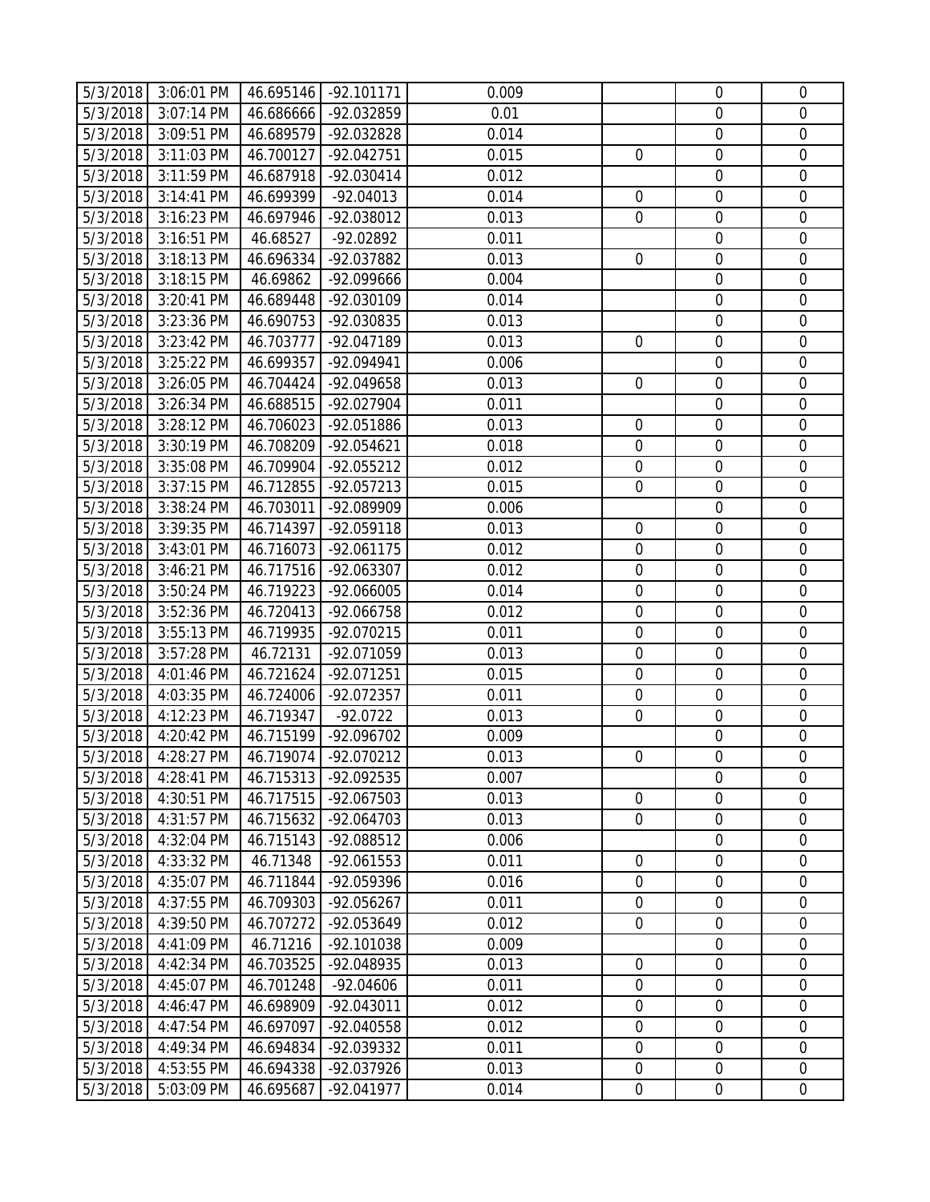| | | | | | | | |
|---|---|---|---|---|---|---|---|
| 5/3/2018 | 3:06:01 PM | 46.695146 | -92.101171 | 0.009 | | 0 | 0 |
| 5/3/2018 | 3:07:14 PM | 46.686666 | -92.032859 | 0.01 | | 0 | 0 |
| 5/3/2018 | 3:09:51 PM | 46.689579 | -92.032828 | 0.014 | | 0 | 0 |
| 5/3/2018 | 3:11:03 PM | 46.700127 | -92.042751 | 0.015 | 0 | 0 | 0 |
| 5/3/2018 | 3:11:59 PM | 46.687918 | -92.030414 | 0.012 | | 0 | 0 |
| 5/3/2018 | 3:14:41 PM | 46.699399 | -92.04013 | 0.014 | 0 | 0 | 0 |
| 5/3/2018 | 3:16:23 PM | 46.697946 | -92.038012 | 0.013 | 0 | 0 | 0 |
| 5/3/2018 | 3:16:51 PM | 46.68527 | -92.02892 | 0.011 | | 0 | 0 |
| 5/3/2018 | 3:18:13 PM | 46.696334 | -92.037882 | 0.013 | 0 | 0 | 0 |
| 5/3/2018 | 3:18:15 PM | 46.69862 | -92.099666 | 0.004 | | 0 | 0 |
| 5/3/2018 | 3:20:41 PM | 46.689448 | -92.030109 | 0.014 | | 0 | 0 |
| 5/3/2018 | 3:23:36 PM | 46.690753 | -92.030835 | 0.013 | | 0 | 0 |
| 5/3/2018 | 3:23:42 PM | 46.703777 | -92.047189 | 0.013 | 0 | 0 | 0 |
| 5/3/2018 | 3:25:22 PM | 46.699357 | -92.094941 | 0.006 | | 0 | 0 |
| 5/3/2018 | 3:26:05 PM | 46.704424 | -92.049658 | 0.013 | 0 | 0 | 0 |
| 5/3/2018 | 3:26:34 PM | 46.688515 | -92.027904 | 0.011 | | 0 | 0 |
| 5/3/2018 | 3:28:12 PM | 46.706023 | -92.051886 | 0.013 | 0 | 0 | 0 |
| 5/3/2018 | 3:30:19 PM | 46.708209 | -92.054621 | 0.018 | 0 | 0 | 0 |
| 5/3/2018 | 3:35:08 PM | 46.709904 | -92.055212 | 0.012 | 0 | 0 | 0 |
| 5/3/2018 | 3:37:15 PM | 46.712855 | -92.057213 | 0.015 | 0 | 0 | 0 |
| 5/3/2018 | 3:38:24 PM | 46.703011 | -92.089909 | 0.006 | | 0 | 0 |
| 5/3/2018 | 3:39:35 PM | 46.714397 | -92.059118 | 0.013 | 0 | 0 | 0 |
| 5/3/2018 | 3:43:01 PM | 46.716073 | -92.061175 | 0.012 | 0 | 0 | 0 |
| 5/3/2018 | 3:46:21 PM | 46.717516 | -92.063307 | 0.012 | 0 | 0 | 0 |
| 5/3/2018 | 3:50:24 PM | 46.719223 | -92.066005 | 0.014 | 0 | 0 | 0 |
| 5/3/2018 | 3:52:36 PM | 46.720413 | -92.066758 | 0.012 | 0 | 0 | 0 |
| 5/3/2018 | 3:55:13 PM | 46.719935 | -92.070215 | 0.011 | 0 | 0 | 0 |
| 5/3/2018 | 3:57:28 PM | 46.72131 | -92.071059 | 0.013 | 0 | 0 | 0 |
| 5/3/2018 | 4:01:46 PM | 46.721624 | -92.071251 | 0.015 | 0 | 0 | 0 |
| 5/3/2018 | 4:03:35 PM | 46.724006 | -92.072357 | 0.011 | 0 | 0 | 0 |
| 5/3/2018 | 4:12:23 PM | 46.719347 | -92.0722 | 0.013 | 0 | 0 | 0 |
| 5/3/2018 | 4:20:42 PM | 46.715199 | -92.096702 | 0.009 | | 0 | 0 |
| 5/3/2018 | 4:28:27 PM | 46.719074 | -92.070212 | 0.013 | 0 | 0 | 0 |
| 5/3/2018 | 4:28:41 PM | 46.715313 | -92.092535 | 0.007 | | 0 | 0 |
| 5/3/2018 | 4:30:51 PM | 46.717515 | -92.067503 | 0.013 | 0 | 0 | 0 |
| 5/3/2018 | 4:31:57 PM | 46.715632 | -92.064703 | 0.013 | 0 | 0 | 0 |
| 5/3/2018 | 4:32:04 PM | 46.715143 | -92.088512 | 0.006 | | 0 | 0 |
| 5/3/2018 | 4:33:32 PM | 46.71348 | -92.061553 | 0.011 | 0 | 0 | 0 |
| 5/3/2018 | 4:35:07 PM | 46.711844 | -92.059396 | 0.016 | 0 | 0 | 0 |
| 5/3/2018 | 4:37:55 PM | 46.709303 | -92.056267 | 0.011 | 0 | 0 | 0 |
| 5/3/2018 | 4:39:50 PM | 46.707272 | -92.053649 | 0.012 | 0 | 0 | 0 |
| 5/3/2018 | 4:41:09 PM | 46.71216 | -92.101038 | 0.009 | | 0 | 0 |
| 5/3/2018 | 4:42:34 PM | 46.703525 | -92.048935 | 0.013 | 0 | 0 | 0 |
| 5/3/2018 | 4:45:07 PM | 46.701248 | -92.04606 | 0.011 | 0 | 0 | 0 |
| 5/3/2018 | 4:46:47 PM | 46.698909 | -92.043011 | 0.012 | 0 | 0 | 0 |
| 5/3/2018 | 4:47:54 PM | 46.697097 | -92.040558 | 0.012 | 0 | 0 | 0 |
| 5/3/2018 | 4:49:34 PM | 46.694834 | -92.039332 | 0.011 | 0 | 0 | 0 |
| 5/3/2018 | 4:53:55 PM | 46.694338 | -92.037926 | 0.013 | 0 | 0 | 0 |
| 5/3/2018 | 5:03:09 PM | 46.695687 | -92.041977 | 0.014 | 0 | 0 | 0 |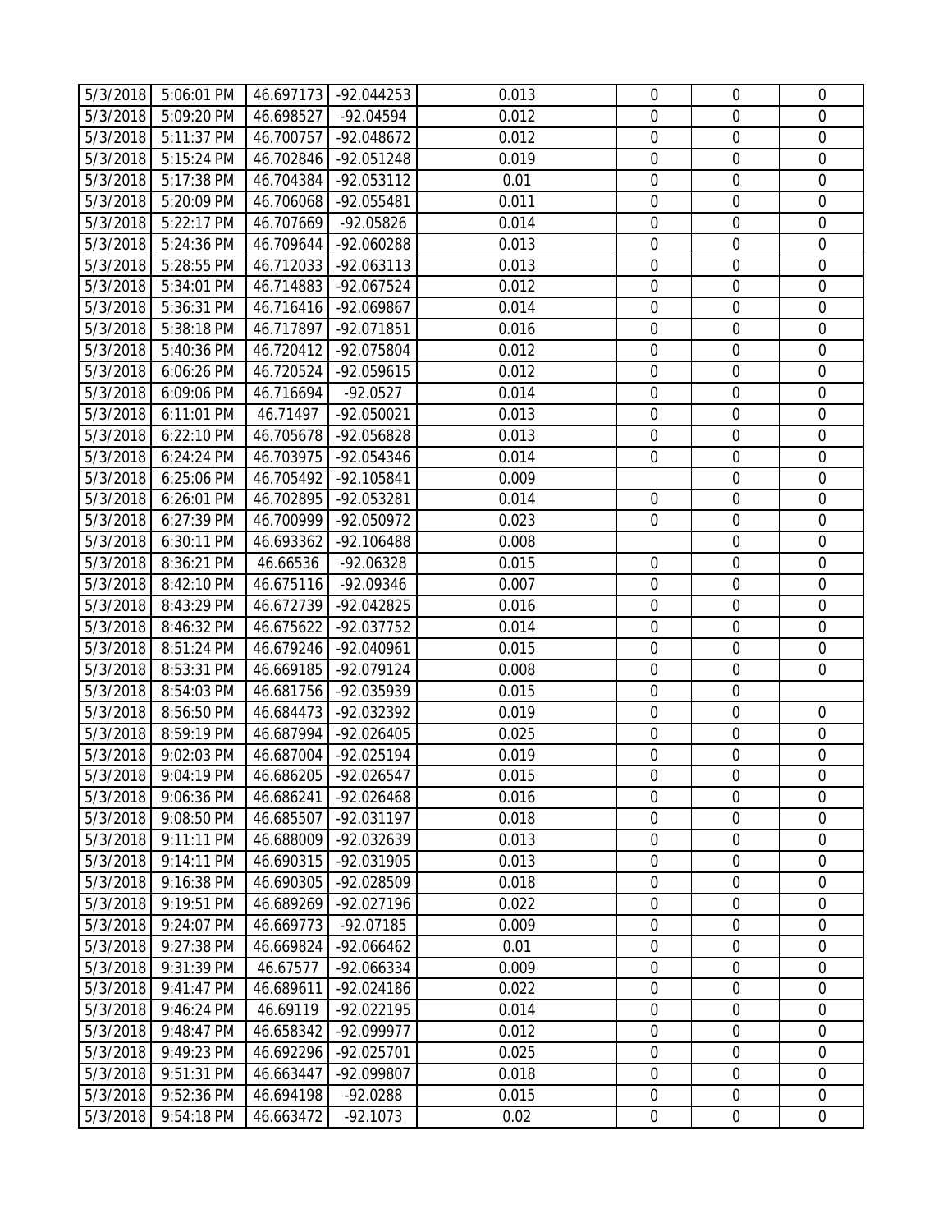| 5/3/2018 | 5:06:01 PM | 46.697173 | -92.044253 | 0.013 | 0 | 0 | 0 |
|---|---|---|---|---|---|---|---|
| 5/3/2018 | 5:09:20 PM | 46.698527 | -92.04594 | 0.012 | 0 | 0 | 0 |
| 5/3/2018 | 5:11:37 PM | 46.700757 | -92.048672 | 0.012 | 0 | 0 | 0 |
| 5/3/2018 | 5:15:24 PM | 46.702846 | -92.051248 | 0.019 | 0 | 0 | 0 |
| 5/3/2018 | 5:17:38 PM | 46.704384 | -92.053112 | 0.01 | 0 | 0 | 0 |
| 5/3/2018 | 5:20:09 PM | 46.706068 | -92.055481 | 0.011 | 0 | 0 | 0 |
| 5/3/2018 | 5:22:17 PM | 46.707669 | -92.05826 | 0.014 | 0 | 0 | 0 |
| 5/3/2018 | 5:24:36 PM | 46.709644 | -92.060288 | 0.013 | 0 | 0 | 0 |
| 5/3/2018 | 5:28:55 PM | 46.712033 | -92.063113 | 0.013 | 0 | 0 | 0 |
| 5/3/2018 | 5:34:01 PM | 46.714883 | -92.067524 | 0.012 | 0 | 0 | 0 |
| 5/3/2018 | 5:36:31 PM | 46.716416 | -92.069867 | 0.014 | 0 | 0 | 0 |
| 5/3/2018 | 5:38:18 PM | 46.717897 | -92.071851 | 0.016 | 0 | 0 | 0 |
| 5/3/2018 | 5:40:36 PM | 46.720412 | -92.075804 | 0.012 | 0 | 0 | 0 |
| 5/3/2018 | 6:06:26 PM | 46.720524 | -92.059615 | 0.012 | 0 | 0 | 0 |
| 5/3/2018 | 6:09:06 PM | 46.716694 | -92.0527 | 0.014 | 0 | 0 | 0 |
| 5/3/2018 | 6:11:01 PM | 46.71497 | -92.050021 | 0.013 | 0 | 0 | 0 |
| 5/3/2018 | 6:22:10 PM | 46.705678 | -92.056828 | 0.013 | 0 | 0 | 0 |
| 5/3/2018 | 6:24:24 PM | 46.703975 | -92.054346 | 0.014 | 0 | 0 | 0 |
| 5/3/2018 | 6:25:06 PM | 46.705492 | -92.105841 | 0.009 | | 0 | 0 |
| 5/3/2018 | 6:26:01 PM | 46.702895 | -92.053281 | 0.014 | 0 | 0 | 0 |
| 5/3/2018 | 6:27:39 PM | 46.700999 | -92.050972 | 0.023 | 0 | 0 | 0 |
| 5/3/2018 | 6:30:11 PM | 46.693362 | -92.106488 | 0.008 | | 0 | 0 |
| 5/3/2018 | 8:36:21 PM | 46.66536 | -92.06328 | 0.015 | 0 | 0 | 0 |
| 5/3/2018 | 8:42:10 PM | 46.675116 | -92.09346 | 0.007 | 0 | 0 | 0 |
| 5/3/2018 | 8:43:29 PM | 46.672739 | -92.042825 | 0.016 | 0 | 0 | 0 |
| 5/3/2018 | 8:46:32 PM | 46.675622 | -92.037752 | 0.014 | 0 | 0 | 0 |
| 5/3/2018 | 8:51:24 PM | 46.679246 | -92.040961 | 0.015 | 0 | 0 | 0 |
| 5/3/2018 | 8:53:31 PM | 46.669185 | -92.079124 | 0.008 | 0 | 0 | 0 |
| 5/3/2018 | 8:54:03 PM | 46.681756 | -92.035939 | 0.015 | 0 | 0 | |
| 5/3/2018 | 8:56:50 PM | 46.684473 | -92.032392 | 0.019 | 0 | 0 | 0 |
| 5/3/2018 | 8:59:19 PM | 46.687994 | -92.026405 | 0.025 | 0 | 0 | 0 |
| 5/3/2018 | 9:02:03 PM | 46.687004 | -92.025194 | 0.019 | 0 | 0 | 0 |
| 5/3/2018 | 9:04:19 PM | 46.686205 | -92.026547 | 0.015 | 0 | 0 | 0 |
| 5/3/2018 | 9:06:36 PM | 46.686241 | -92.026468 | 0.016 | 0 | 0 | 0 |
| 5/3/2018 | 9:08:50 PM | 46.685507 | -92.031197 | 0.018 | 0 | 0 | 0 |
| 5/3/2018 | 9:11:11 PM | 46.688009 | -92.032639 | 0.013 | 0 | 0 | 0 |
| 5/3/2018 | 9:14:11 PM | 46.690315 | -92.031905 | 0.013 | 0 | 0 | 0 |
| 5/3/2018 | 9:16:38 PM | 46.690305 | -92.028509 | 0.018 | 0 | 0 | 0 |
| 5/3/2018 | 9:19:51 PM | 46.689269 | -92.027196 | 0.022 | 0 | 0 | 0 |
| 5/3/2018 | 9:24:07 PM | 46.669773 | -92.07185 | 0.009 | 0 | 0 | 0 |
| 5/3/2018 | 9:27:38 PM | 46.669824 | -92.066462 | 0.01 | 0 | 0 | 0 |
| 5/3/2018 | 9:31:39 PM | 46.67577 | -92.066334 | 0.009 | 0 | 0 | 0 |
| 5/3/2018 | 9:41:47 PM | 46.689611 | -92.024186 | 0.022 | 0 | 0 | 0 |
| 5/3/2018 | 9:46:24 PM | 46.69119 | -92.022195 | 0.014 | 0 | 0 | 0 |
| 5/3/2018 | 9:48:47 PM | 46.658342 | -92.099977 | 0.012 | 0 | 0 | 0 |
| 5/3/2018 | 9:49:23 PM | 46.692296 | -92.025701 | 0.025 | 0 | 0 | 0 |
| 5/3/2018 | 9:51:31 PM | 46.663447 | -92.099807 | 0.018 | 0 | 0 | 0 |
| 5/3/2018 | 9:52:36 PM | 46.694198 | -92.0288 | 0.015 | 0 | 0 | 0 |
| 5/3/2018 | 9:54:18 PM | 46.663472 | -92.1073 | 0.02 | 0 | 0 | 0 |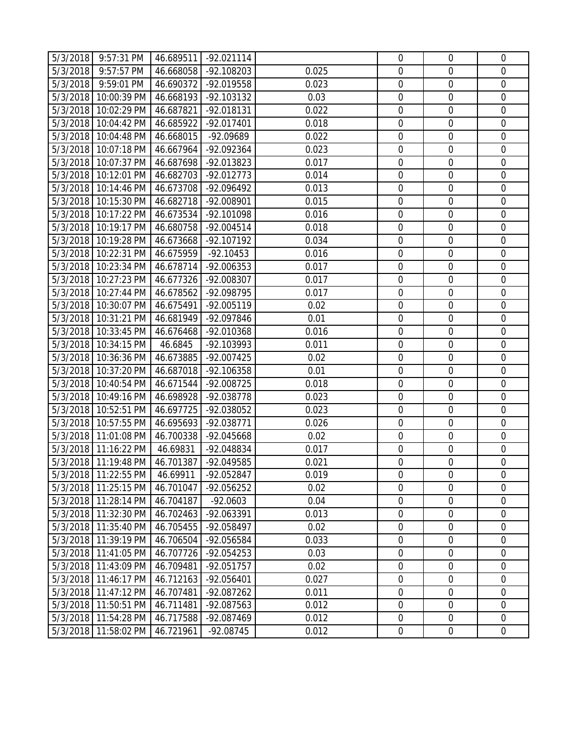| | | | | | | | |
|---|---|---|---|---|---|---|---|
| 5/3/2018 | 9:57:31 PM | 46.689511 | -92.021114 | | 0 | 0 | 0 |
| 5/3/2018 | 9:57:57 PM | 46.668058 | -92.108203 | 0.025 | 0 | 0 | 0 |
| 5/3/2018 | 9:59:01 PM | 46.690372 | -92.019558 | 0.023 | 0 | 0 | 0 |
| 5/3/2018 | 10:00:39 PM | 46.668193 | -92.103132 | 0.03 | 0 | 0 | 0 |
| 5/3/2018 | 10:02:29 PM | 46.687821 | -92.018131 | 0.022 | 0 | 0 | 0 |
| 5/3/2018 | 10:04:42 PM | 46.685922 | -92.017401 | 0.018 | 0 | 0 | 0 |
| 5/3/2018 | 10:04:48 PM | 46.668015 | -92.09689 | 0.022 | 0 | 0 | 0 |
| 5/3/2018 | 10:07:18 PM | 46.667964 | -92.092364 | 0.023 | 0 | 0 | 0 |
| 5/3/2018 | 10:07:37 PM | 46.687698 | -92.013823 | 0.017 | 0 | 0 | 0 |
| 5/3/2018 | 10:12:01 PM | 46.682703 | -92.012773 | 0.014 | 0 | 0 | 0 |
| 5/3/2018 | 10:14:46 PM | 46.673708 | -92.096492 | 0.013 | 0 | 0 | 0 |
| 5/3/2018 | 10:15:30 PM | 46.682718 | -92.008901 | 0.015 | 0 | 0 | 0 |
| 5/3/2018 | 10:17:22 PM | 46.673534 | -92.101098 | 0.016 | 0 | 0 | 0 |
| 5/3/2018 | 10:19:17 PM | 46.680758 | -92.004514 | 0.018 | 0 | 0 | 0 |
| 5/3/2018 | 10:19:28 PM | 46.673668 | -92.107192 | 0.034 | 0 | 0 | 0 |
| 5/3/2018 | 10:22:31 PM | 46.675959 | -92.10453 | 0.016 | 0 | 0 | 0 |
| 5/3/2018 | 10:23:34 PM | 46.678714 | -92.006353 | 0.017 | 0 | 0 | 0 |
| 5/3/2018 | 10:27:23 PM | 46.677326 | -92.008307 | 0.017 | 0 | 0 | 0 |
| 5/3/2018 | 10:27:44 PM | 46.678562 | -92.098795 | 0.017 | 0 | 0 | 0 |
| 5/3/2018 | 10:30:07 PM | 46.675491 | -92.005119 | 0.02 | 0 | 0 | 0 |
| 5/3/2018 | 10:31:21 PM | 46.681949 | -92.097846 | 0.01 | 0 | 0 | 0 |
| 5/3/2018 | 10:33:45 PM | 46.676468 | -92.010368 | 0.016 | 0 | 0 | 0 |
| 5/3/2018 | 10:34:15 PM | 46.6845 | -92.103993 | 0.011 | 0 | 0 | 0 |
| 5/3/2018 | 10:36:36 PM | 46.673885 | -92.007425 | 0.02 | 0 | 0 | 0 |
| 5/3/2018 | 10:37:20 PM | 46.687018 | -92.106358 | 0.01 | 0 | 0 | 0 |
| 5/3/2018 | 10:40:54 PM | 46.671544 | -92.008725 | 0.018 | 0 | 0 | 0 |
| 5/3/2018 | 10:49:16 PM | 46.698928 | -92.038778 | 0.023 | 0 | 0 | 0 |
| 5/3/2018 | 10:52:51 PM | 46.697725 | -92.038052 | 0.023 | 0 | 0 | 0 |
| 5/3/2018 | 10:57:55 PM | 46.695693 | -92.038771 | 0.026 | 0 | 0 | 0 |
| 5/3/2018 | 11:01:08 PM | 46.700338 | -92.045668 | 0.02 | 0 | 0 | 0 |
| 5/3/2018 | 11:16:22 PM | 46.69831 | -92.048834 | 0.017 | 0 | 0 | 0 |
| 5/3/2018 | 11:19:48 PM | 46.701387 | -92.049585 | 0.021 | 0 | 0 | 0 |
| 5/3/2018 | 11:22:55 PM | 46.69911 | -92.052847 | 0.019 | 0 | 0 | 0 |
| 5/3/2018 | 11:25:15 PM | 46.701047 | -92.056252 | 0.02 | 0 | 0 | 0 |
| 5/3/2018 | 11:28:14 PM | 46.704187 | -92.0603 | 0.04 | 0 | 0 | 0 |
| 5/3/2018 | 11:32:30 PM | 46.702463 | -92.063391 | 0.013 | 0 | 0 | 0 |
| 5/3/2018 | 11:35:40 PM | 46.705455 | -92.058497 | 0.02 | 0 | 0 | 0 |
| 5/3/2018 | 11:39:19 PM | 46.706504 | -92.056584 | 0.033 | 0 | 0 | 0 |
| 5/3/2018 | 11:41:05 PM | 46.707726 | -92.054253 | 0.03 | 0 | 0 | 0 |
| 5/3/2018 | 11:43:09 PM | 46.709481 | -92.051757 | 0.02 | 0 | 0 | 0 |
| 5/3/2018 | 11:46:17 PM | 46.712163 | -92.056401 | 0.027 | 0 | 0 | 0 |
| 5/3/2018 | 11:47:12 PM | 46.707481 | -92.087262 | 0.011 | 0 | 0 | 0 |
| 5/3/2018 | 11:50:51 PM | 46.711481 | -92.087563 | 0.012 | 0 | 0 | 0 |
| 5/3/2018 | 11:54:28 PM | 46.717588 | -92.087469 | 0.012 | 0 | 0 | 0 |
| 5/3/2018 | 11:58:02 PM | 46.721961 | -92.08745 | 0.012 | 0 | 0 | 0 |